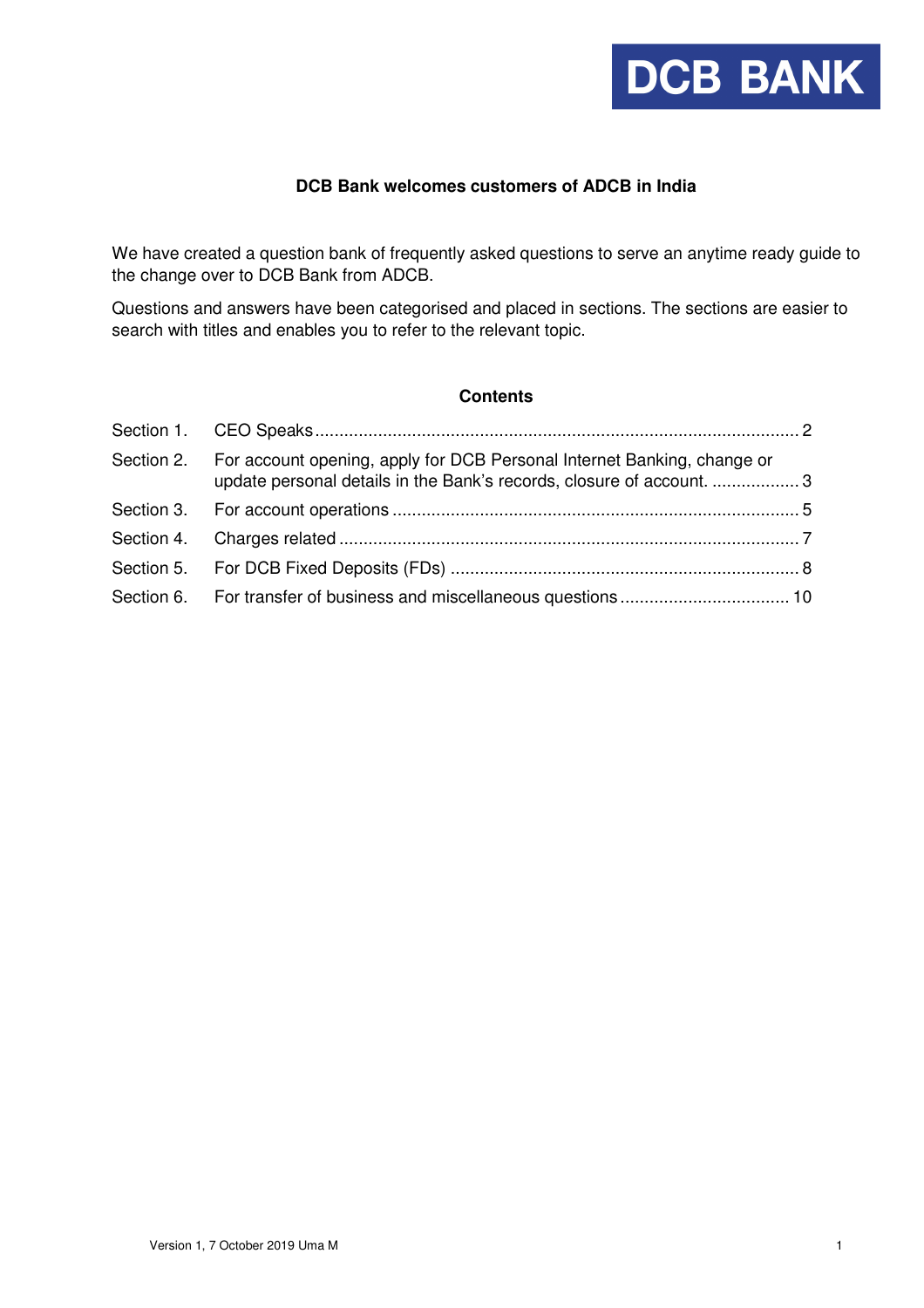DCB BANK

# DCB Bank welcomes customers of ADCB in India

We have created a question bank of frequently asked questions to serve an anytime ready guide to the change over to DCB Bank from ADCB.

Questions and answers have been categorised and placed in sections. The sections are easier to search with titles and enables you to refer to the relevant topic.

## Contents

| | | |
|---|---|---|
| Section 1. | CEO Speaks | 2 |
| Section 2. | For account opening, apply for DCB Personal Internet Banking, change or update personal details in the Bank's records, closure of account. | 3 |
| Section 3. | For account operations | 5 |
| Section 4. | Charges related | 7 |
| Section 5. | For DCB Fixed Deposits (FDs) | 8 |
| Section 6. | For transfer of business and miscellaneous questions | 10 |

Version 1, 7 October 2019 Uma M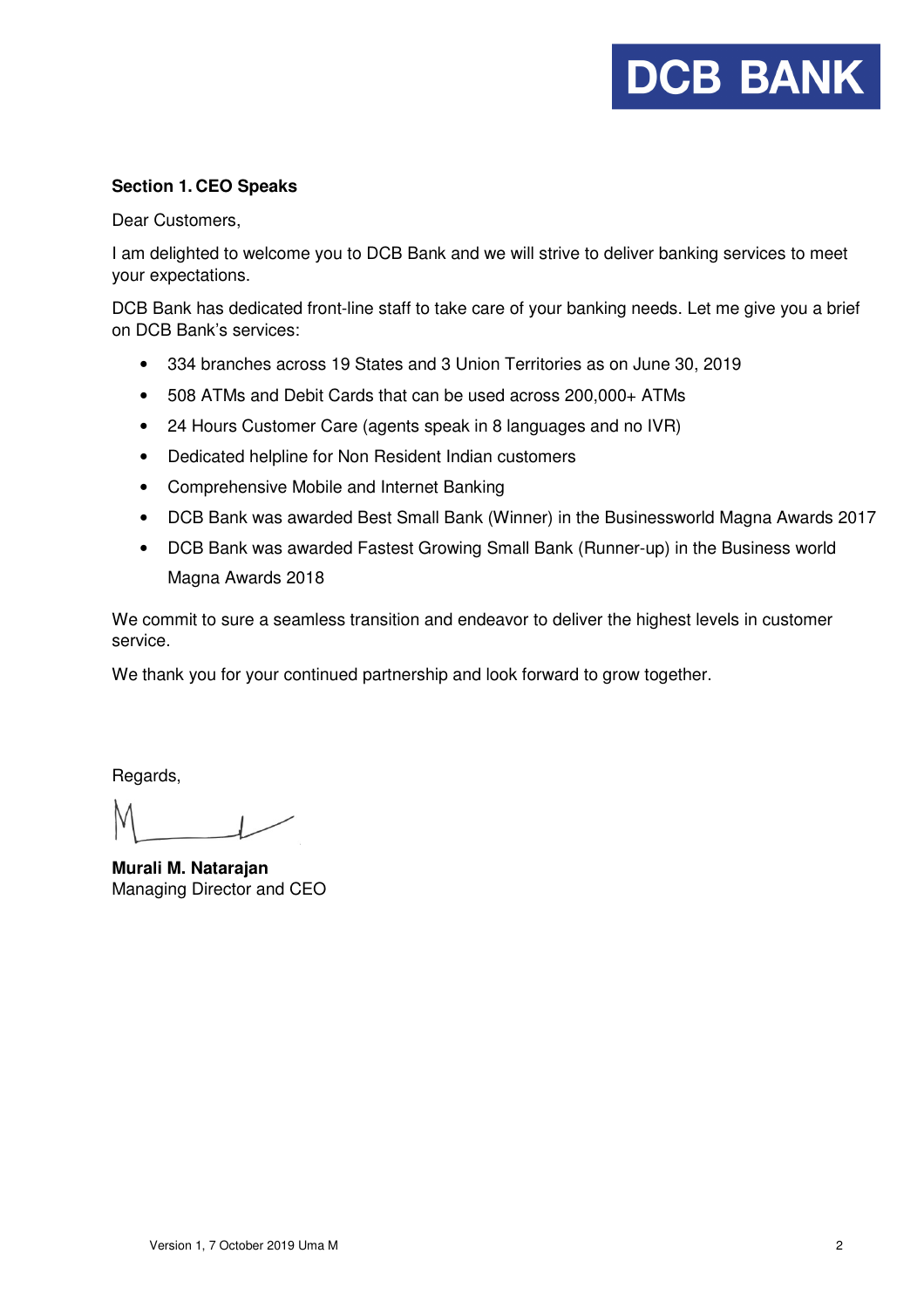**Section 1. CEO Speaks**

Dear Customers,

I am delighted to welcome you to DCB Bank and we will strive to deliver banking services to meet your expectations.

DCB Bank has dedicated front-line staff to take care of your banking needs. Let me give you a brief on DCB Bank's services:

- 334 branches across 19 States and 3 Union Territories as on June 30, 2019
- 508 ATMs and Debit Cards that can be used across 200,000+ ATMs
- 24 Hours Customer Care (agents speak in 8 languages and no IVR)
- Dedicated helpline for Non Resident Indian customers
- Comprehensive Mobile and Internet Banking
- DCB Bank was awarded Best Small Bank (Winner) in the Businessworld Magna Awards 2017
- DCB Bank was awarded Fastest Growing Small Bank (Runner-up) in the Business world Magna Awards 2018

We commit to sure a seamless transition and endeavor to deliver the highest levels in customer service.

We thank you for your continued partnership and look forward to grow together.

Regards,

**Murali M. Natarajan**
Managing Director and CEO

Version 1, 7 October 2019 Uma M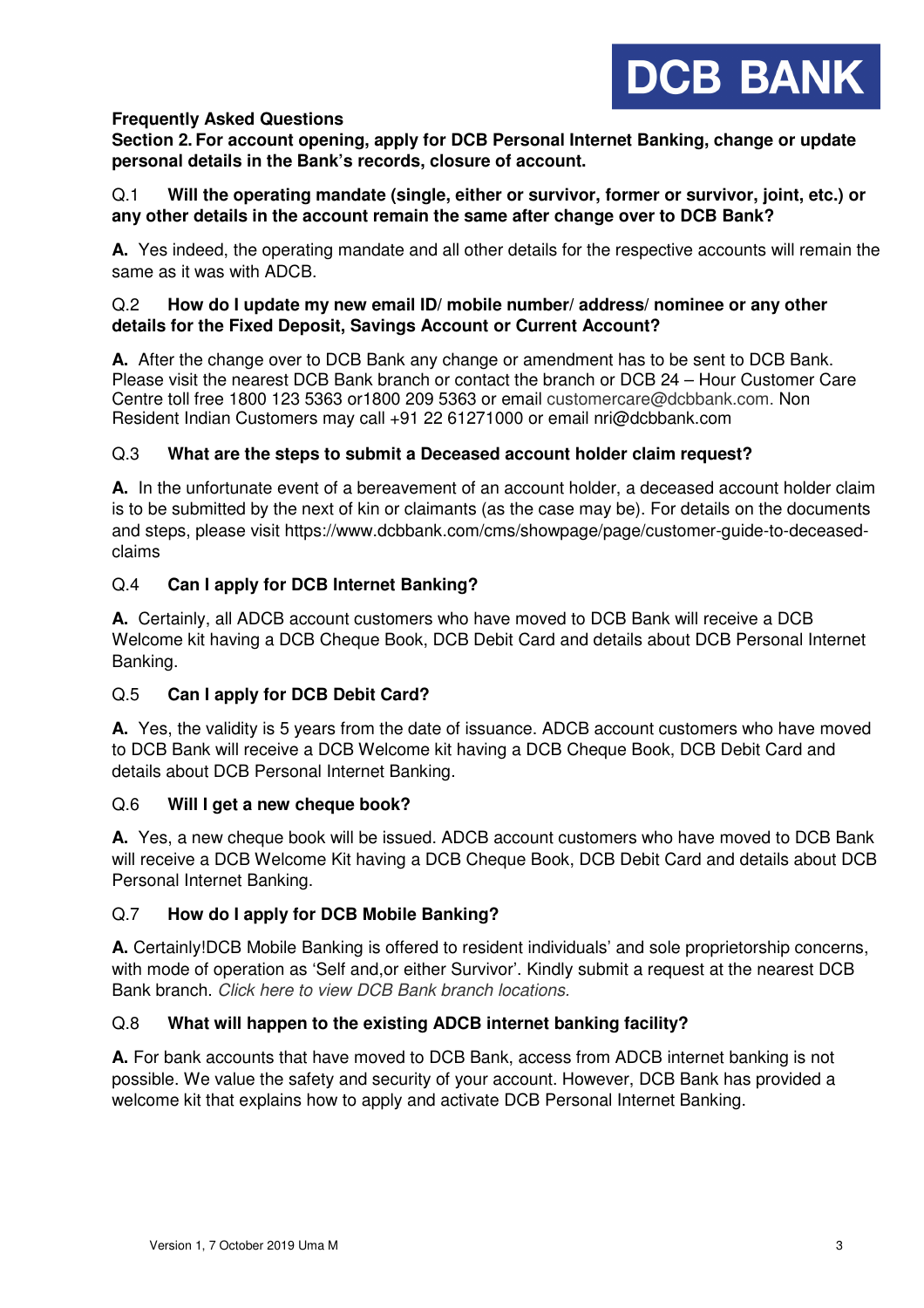**Frequently Asked Questions**

**Section 2. For account opening, apply for DCB Personal Internet Banking, change or update personal details in the Bank's records, closure of account.**

Q.1 **Will the operating mandate (single, either or survivor, former or survivor, joint, etc.) or any other details in the account remain the same after change over to DCB Bank?**

**A.** Yes indeed, the operating mandate and all other details for the respective accounts will remain the same as it was with ADCB.

Q.2 **How do I update my new email ID/ mobile number/ address/ nominee or any other details for the Fixed Deposit, Savings Account or Current Account?**

**A.** After the change over to DCB Bank any change or amendment has to be sent to DCB Bank. Please visit the nearest DCB Bank branch or contact the branch or DCB 24 – Hour Customer Care Centre toll free 1800 123 5363 or1800 209 5363 or email customercare@dcbbank.com. Non Resident Indian Customers may call +91 22 61271000 or email nri@dcbbank.com

Q.3 **What are the steps to submit a Deceased account holder claim request?**

**A.** In the unfortunate event of a bereavement of an account holder, a deceased account holder claim is to be submitted by the next of kin or claimants (as the case may be). For details on the documents and steps, please visit https://www.dcbbank.com/cms/showpage/page/customer-guide-to-deceased-claims

Q.4 **Can I apply for DCB Internet Banking?**

**A.** Certainly, all ADCB account customers who have moved to DCB Bank will receive a DCB Welcome kit having a DCB Cheque Book, DCB Debit Card and details about DCB Personal Internet Banking.

Q.5 **Can I apply for DCB Debit Card?**

**A.** Yes, the validity is 5 years from the date of issuance. ADCB account customers who have moved to DCB Bank will receive a DCB Welcome kit having a DCB Cheque Book, DCB Debit Card and details about DCB Personal Internet Banking.

Q.6 **Will I get a new cheque book?**

**A.** Yes, a new cheque book will be issued. ADCB account customers who have moved to DCB Bank will receive a DCB Welcome Kit having a DCB Cheque Book, DCB Debit Card and details about DCB Personal Internet Banking.

Q.7 **How do I apply for DCB Mobile Banking?**

**A.** Certainly!DCB Mobile Banking is offered to resident individuals' and sole proprietorship concerns, with mode of operation as 'Self and,or either Survivor'. Kindly submit a request at the nearest DCB Bank branch. *Click here to view DCB Bank branch locations.*

Q.8 **What will happen to the existing ADCB internet banking facility?**

**A.** For bank accounts that have moved to DCB Bank, access from ADCB internet banking is not possible. We value the safety and security of your account. However, DCB Bank has provided a welcome kit that explains how to apply and activate DCB Personal Internet Banking.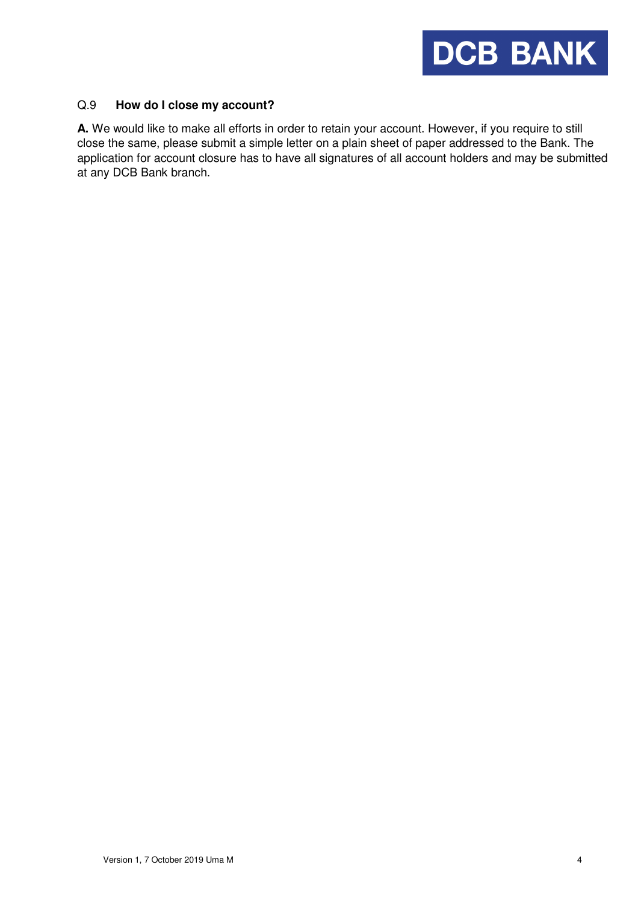Q.9 **How do I close my account?**

**A.** We would like to make all efforts in order to retain your account. However, if you require to still close the same, please submit a simple letter on a plain sheet of paper addressed to the Bank. The application for account closure has to have all signatures of all account holders and may be submitted at any DCB Bank branch.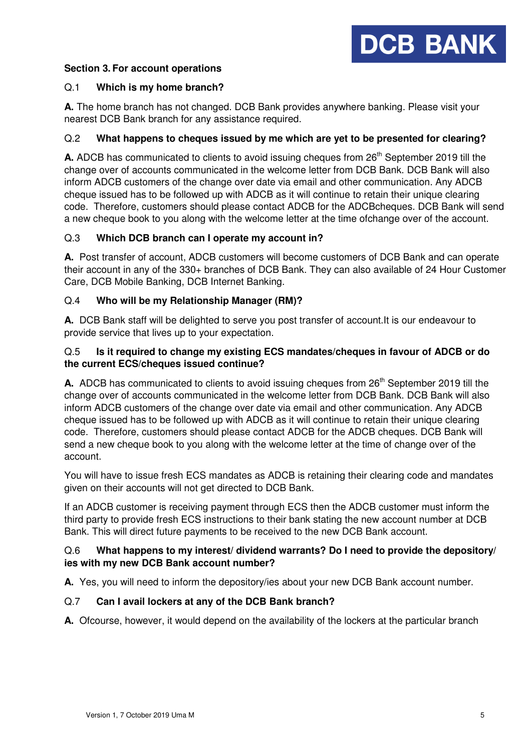**Section 3. For account operations**

Q.1 **Which is my home branch?**

**A.** The home branch has not changed. DCB Bank provides anywhere banking. Please visit your nearest DCB Bank branch for any assistance required.

Q.2 **What happens to cheques issued by me which are yet to be presented for clearing?**

**A.** ADCB has communicated to clients to avoid issuing cheques from 26th September 2019 till the change over of accounts communicated in the welcome letter from DCB Bank. DCB Bank will also inform ADCB customers of the change over date via email and other communication. Any ADCB cheque issued has to be followed up with ADCB as it will continue to retain their unique clearing code. Therefore, customers should please contact ADCB for the ADCBcheques. DCB Bank will send a new cheque book to you along with the welcome letter at the time ofchange over of the account.

Q.3 **Which DCB branch can I operate my account in?**

**A.** Post transfer of account, ADCB customers will become customers of DCB Bank and can operate their account in any of the 330+ branches of DCB Bank. They can also available of 24 Hour Customer Care, DCB Mobile Banking, DCB Internet Banking.

Q.4 **Who will be my Relationship Manager (RM)?**

**A.** DCB Bank staff will be delighted to serve you post transfer of account.It is our endeavour to provide service that lives up to your expectation.

Q.5 **Is it required to change my existing ECS mandates/cheques in favour of ADCB or do the current ECS/cheques issued continue?**

**A.** ADCB has communicated to clients to avoid issuing cheques from 26th September 2019 till the change over of accounts communicated in the welcome letter from DCB Bank. DCB Bank will also inform ADCB customers of the change over date via email and other communication. Any ADCB cheque issued has to be followed up with ADCB as it will continue to retain their unique clearing code. Therefore, customers should please contact ADCB for the ADCB cheques. DCB Bank will send a new cheque book to you along with the welcome letter at the time of change over of the account.

You will have to issue fresh ECS mandates as ADCB is retaining their clearing code and mandates given on their accounts will not get directed to DCB Bank.

If an ADCB customer is receiving payment through ECS then the ADCB customer must inform the third party to provide fresh ECS instructions to their bank stating the new account number at DCB Bank. This will direct future payments to be received to the new DCB Bank account.

Q.6 **What happens to my interest/ dividend warrants? Do I need to provide the depository/ ies with my new DCB Bank account number?**

**A.** Yes, you will need to inform the depository/ies about your new DCB Bank account number.

Q.7 **Can I avail lockers at any of the DCB Bank branch?**

**A.** Ofcourse, however, it would depend on the availability of the lockers at the particular branch

Version 1, 7 October 2019 Uma M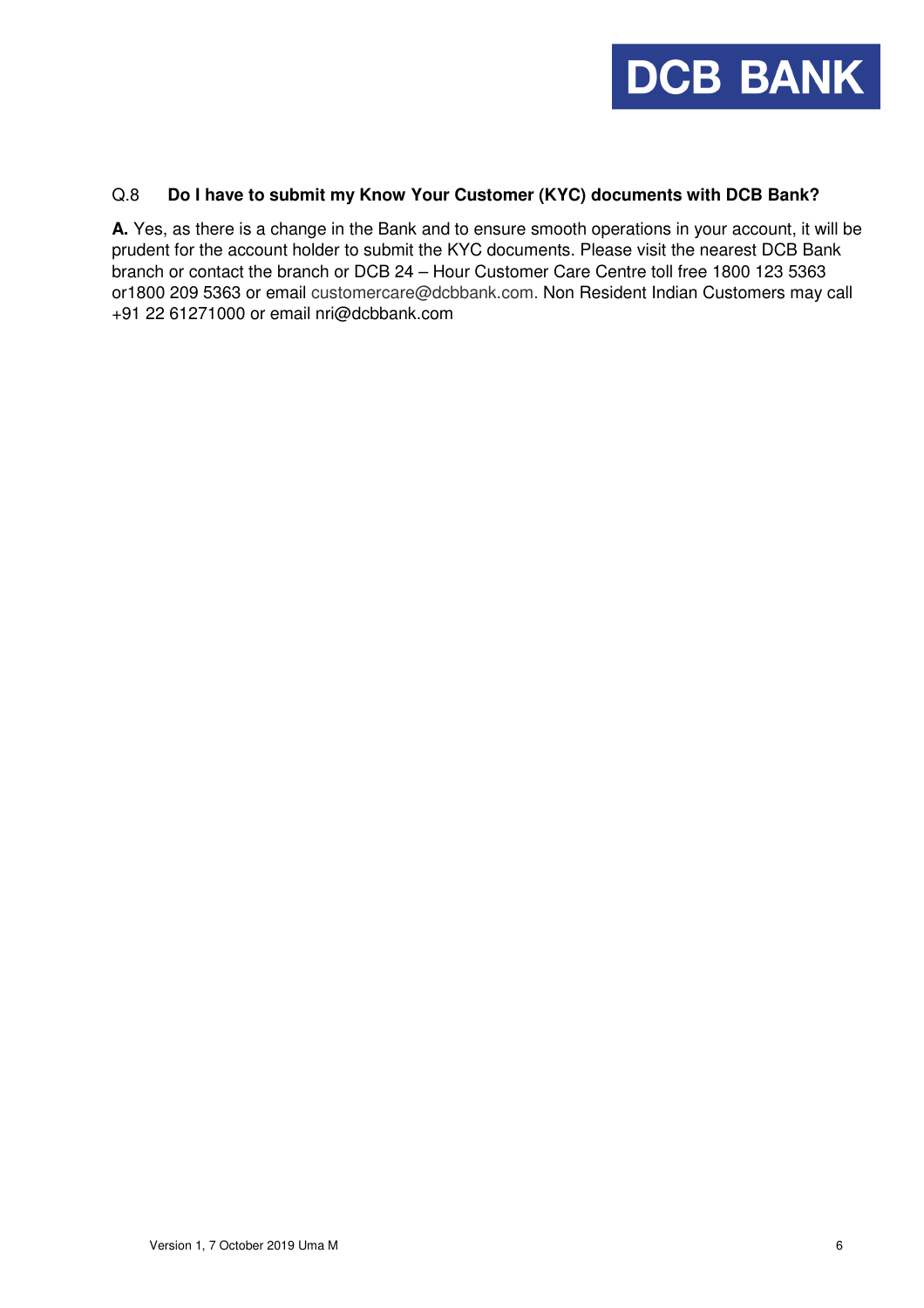Q.8 **Do I have to submit my Know Your Customer (KYC) documents with DCB Bank?**

**A.** Yes, as there is a change in the Bank and to ensure smooth operations in your account, it will be prudent for the account holder to submit the KYC documents. Please visit the nearest DCB Bank branch or contact the branch or DCB 24 – Hour Customer Care Centre toll free 1800 123 5363 or1800 209 5363 or email customercare@dcbbank.com. Non Resident Indian Customers may call +91 22 61271000 or email nri@dcbbank.com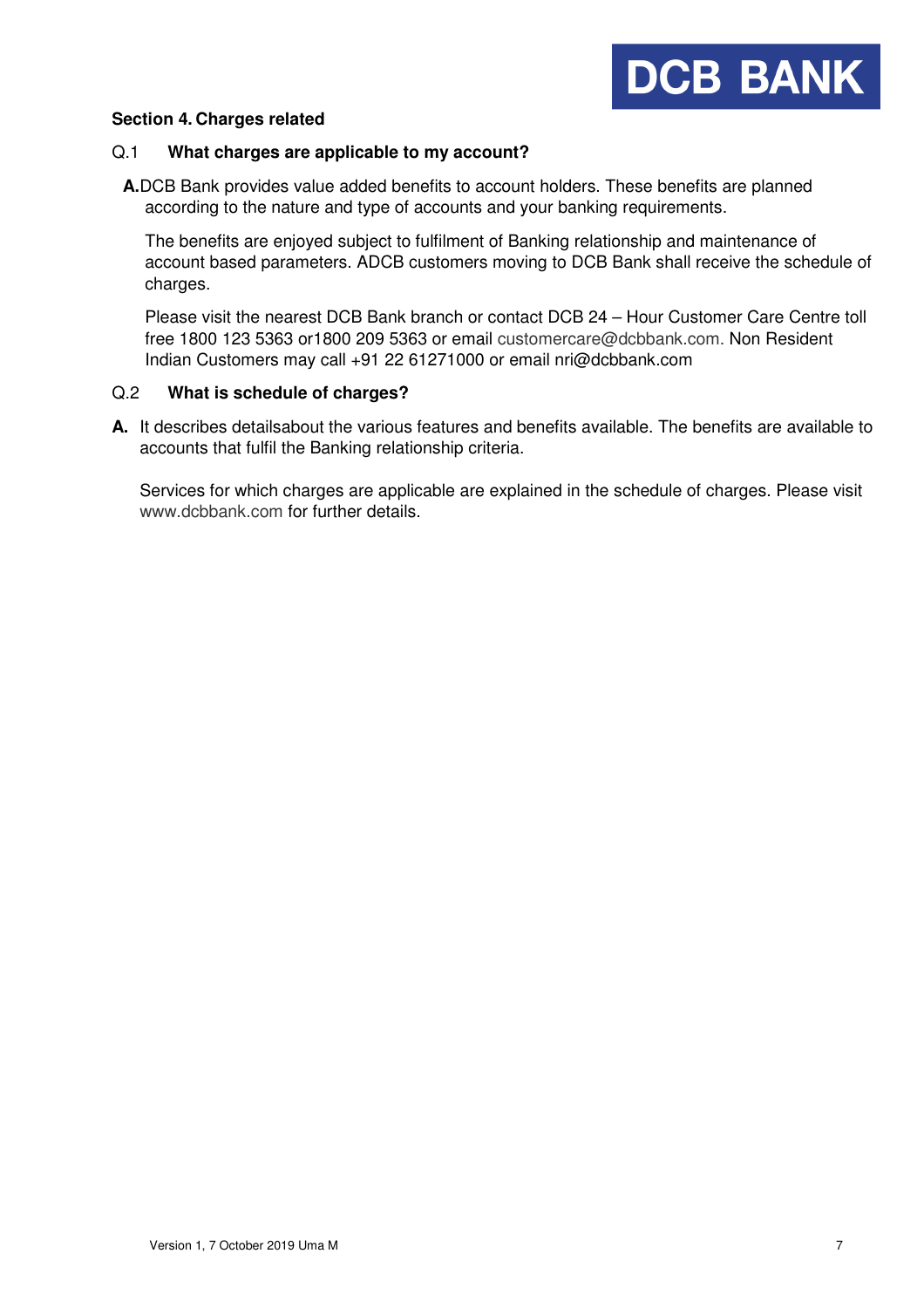## Section 4. Charges related

Q.1 **What charges are applicable to my account?**

**A.** DCB Bank provides value added benefits to account holders. These benefits are planned according to the nature and type of accounts and your banking requirements.

The benefits are enjoyed subject to fulfilment of Banking relationship and maintenance of account based parameters. ADCB customers moving to DCB Bank shall receive the schedule of charges.

Please visit the nearest DCB Bank branch or contact DCB 24 – Hour Customer Care Centre toll free 1800 123 5363 or1800 209 5363 or email customercare@dcbbank.com. Non Resident Indian Customers may call +91 22 61271000 or email nri@dcbbank.com

Q.2 **What is schedule of charges?**

**A.** It describes detailsabout the various features and benefits available. The benefits are available to accounts that fulfil the Banking relationship criteria.

Services for which charges are applicable are explained in the schedule of charges. Please visit www.dcbbank.com for further details.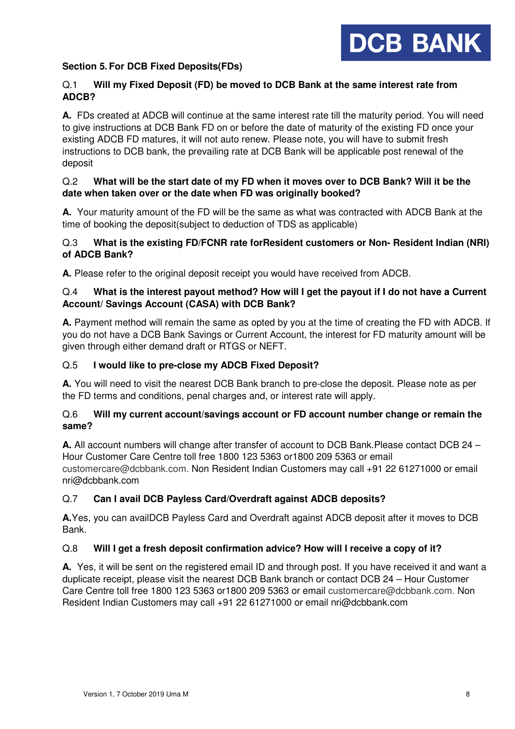**DCB BANK**

**Section 5. For DCB Fixed Deposits(FDs)**

Q.1 **Will my Fixed Deposit (FD) be moved to DCB Bank at the same interest rate from ADCB?**

**A.** FDs created at ADCB will continue at the same interest rate till the maturity period. You will need to give instructions at DCB Bank FD on or before the date of maturity of the existing FD once your existing ADCB FD matures, it will not auto renew. Please note, you will have to submit fresh instructions to DCB bank, the prevailing rate at DCB Bank will be applicable post renewal of the deposit

Q.2 **What will be the start date of my FD when it moves over to DCB Bank? Will it be the date when taken over or the date when FD was originally booked?**

**A.** Your maturity amount of the FD will be the same as what was contracted with ADCB Bank at the time of booking the deposit(subject to deduction of TDS as applicable)

Q.3 **What is the existing FD/FCNR rate forResident customers or Non- Resident Indian (NRI) of ADCB Bank?**

**A.** Please refer to the original deposit receipt you would have received from ADCB.

Q.4 **What is the interest payout method? How will I get the payout if I do not have a Current Account/ Savings Account (CASA) with DCB Bank?**

**A.** Payment method will remain the same as opted by you at the time of creating the FD with ADCB. If you do not have a DCB Bank Savings or Current Account, the interest for FD maturity amount will be given through either demand draft or RTGS or NEFT.

Q.5 **I would like to pre-close my ADCB Fixed Deposit?**

**A.** You will need to visit the nearest DCB Bank branch to pre-close the deposit. Please note as per the FD terms and conditions, penal charges and, or interest rate will apply.

Q.6 **Will my current account/savings account or FD account number change or remain the same?**

**A.** All account numbers will change after transfer of account to DCB Bank.Please contact DCB 24 – Hour Customer Care Centre toll free 1800 123 5363 or1800 209 5363 or email customercare@dcbbank.com. Non Resident Indian Customers may call +91 22 61271000 or email nri@dcbbank.com

Q.7 **Can I avail DCB Payless Card/Overdraft against ADCB deposits?**

**A.**Yes, you can availDCB Payless Card and Overdraft against ADCB deposit after it moves to DCB Bank.

Q.8 **Will I get a fresh deposit confirmation advice? How will I receive a copy of it?**

**A.** Yes, it will be sent on the registered email ID and through post. If you have received it and want a duplicate receipt, please visit the nearest DCB Bank branch or contact DCB 24 – Hour Customer Care Centre toll free 1800 123 5363 or1800 209 5363 or email customercare@dcbbank.com. Non Resident Indian Customers may call +91 22 61271000 or email nri@dcbbank.com

Version 1, 7 October 2019 Uma M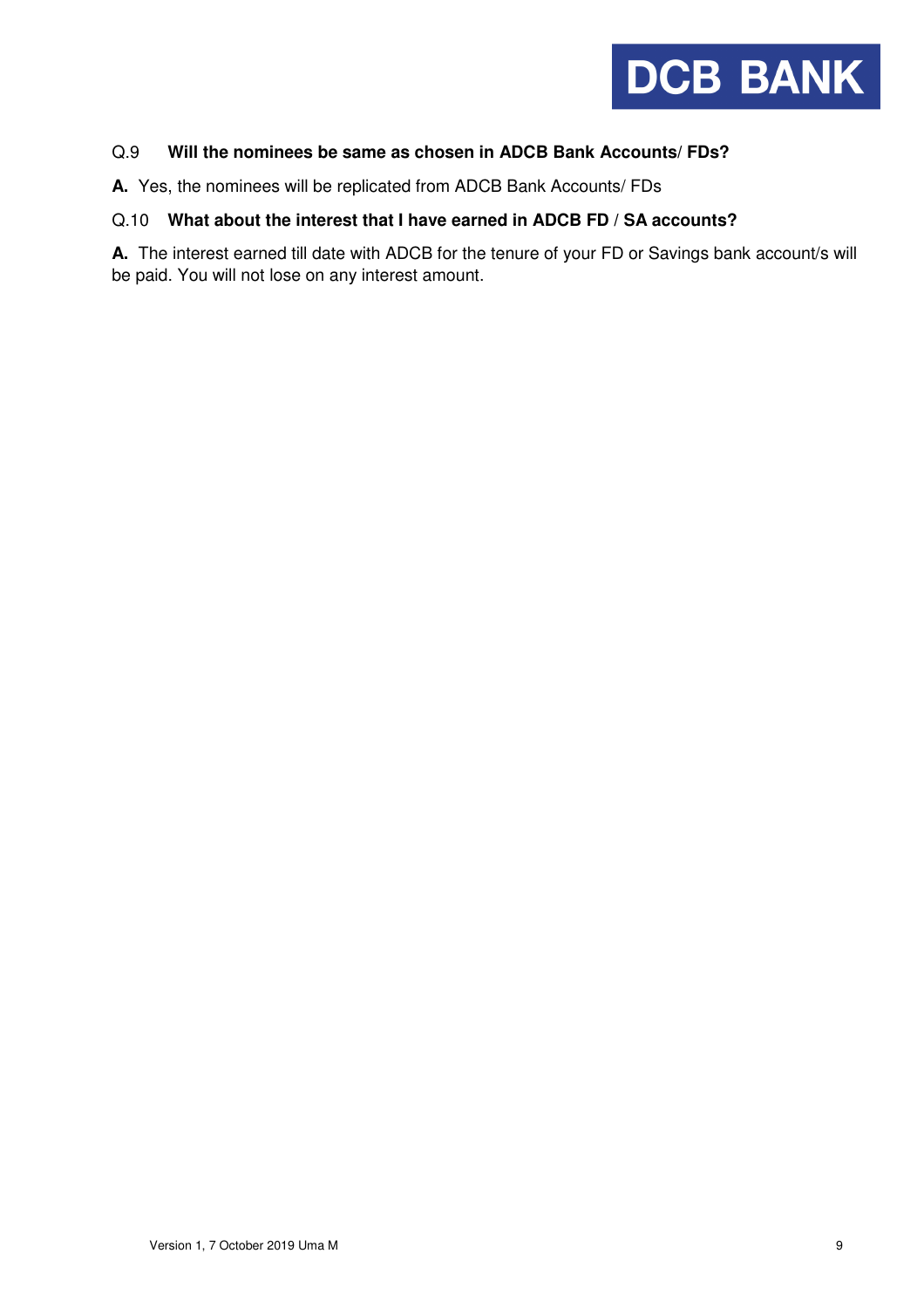Q.9 **Will the nominees be same as chosen in ADCB Bank Accounts/ FDs?**

**A.** Yes, the nominees will be replicated from ADCB Bank Accounts/ FDs

Q.10 **What about the interest that I have earned in ADCB FD / SA accounts?**

**A.** The interest earned till date with ADCB for the tenure of your FD or Savings bank account/s will be paid. You will not lose on any interest amount.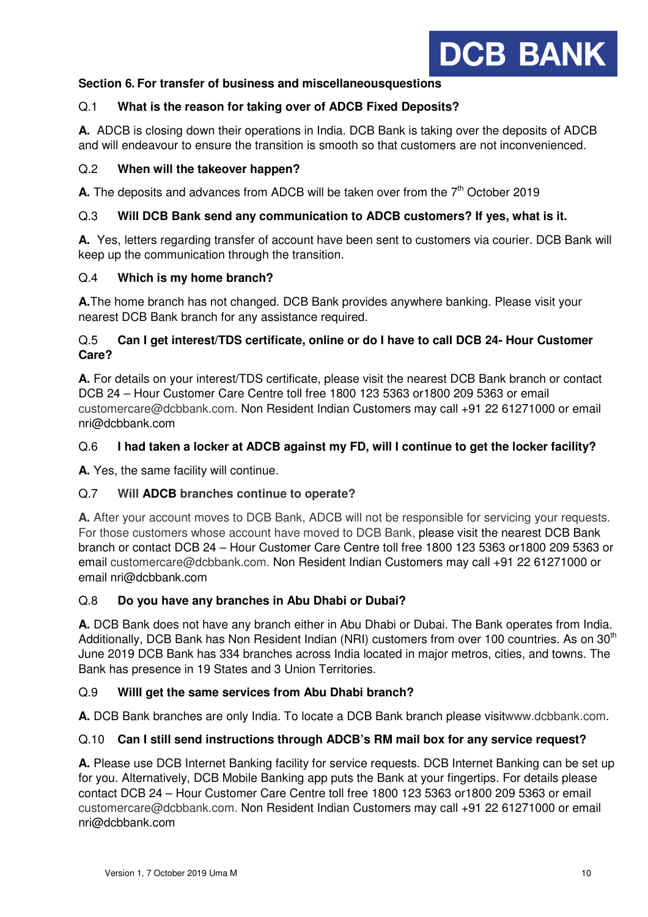## Section 6. For transfer of business and miscellaneousquestions

### Q.1 What is the reason for taking over of ADCB Fixed Deposits?

**A.** ADCB is closing down their operations in India. DCB Bank is taking over the deposits of ADCB and will endeavour to ensure the transition is smooth so that customers are not inconvenienced.

### Q.2 When will the takeover happen?

**A.** The deposits and advances from ADCB will be taken over from the 7th October 2019

### Q.3 Will DCB Bank send any communication to ADCB customers? If yes, what is it.

**A.** Yes, letters regarding transfer of account have been sent to customers via courier. DCB Bank will keep up the communication through the transition.

### Q.4 Which is my home branch?

**A.**The home branch has not changed. DCB Bank provides anywhere banking. Please visit your nearest DCB Bank branch for any assistance required.

### Q.5 Can I get interest/TDS certificate, online or do I have to call DCB 24- Hour Customer Care?

**A.** For details on your interest/TDS certificate, please visit the nearest DCB Bank branch or contact DCB 24 – Hour Customer Care Centre toll free 1800 123 5363 or1800 209 5363 or email customercare@dcbbank.com. Non Resident Indian Customers may call +91 22 61271000 or email nri@dcbbank.com

### Q.6 I had taken a locker at ADCB against my FD, will I continue to get the locker facility?

**A.** Yes, the same facility will continue.

### Q.7 Will ADCB branches continue to operate?

**A.** After your account moves to DCB Bank, ADCB will not be responsible for servicing your requests. For those customers whose account have moved to DCB Bank, please visit the nearest DCB Bank branch or contact DCB 24 – Hour Customer Care Centre toll free 1800 123 5363 or1800 209 5363 or email customercare@dcbbank.com. Non Resident Indian Customers may call +91 22 61271000 or email nri@dcbbank.com

### Q.8 Do you have any branches in Abu Dhabi or Dubai?

**A.** DCB Bank does not have any branch either in Abu Dhabi or Dubai. The Bank operates from India. Additionally, DCB Bank has Non Resident Indian (NRI) customers from over 100 countries. As on 30th June 2019 DCB Bank has 334 branches across India located in major metros, cities, and towns. The Bank has presence in 19 States and 3 Union Territories.

### Q.9 WillI get the same services from Abu Dhabi branch?

**A.** DCB Bank branches are only India. To locate a DCB Bank branch please visitwww.dcbbank.com.

### Q.10 Can I still send instructions through ADCB's RM mail box for any service request?

**A.** Please use DCB Internet Banking facility for service requests. DCB Internet Banking can be set up for you. Alternatively, DCB Mobile Banking app puts the Bank at your fingertips. For details please contact DCB 24 – Hour Customer Care Centre toll free 1800 123 5363 or1800 209 5363 or email customercare@dcbbank.com. Non Resident Indian Customers may call +91 22 61271000 or email nri@dcbbank.com

Version 1, 7 October 2019 Uma M